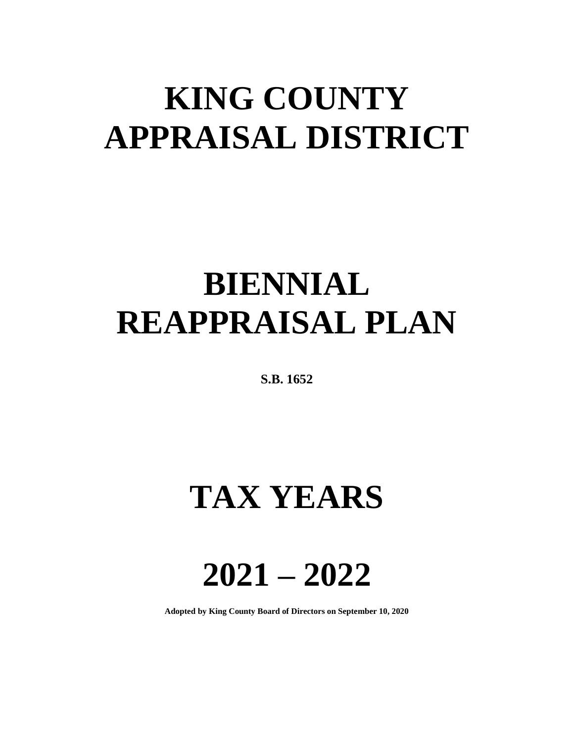# KING COUNTY APPRAISAL DISTRICT

# BIENNIAL REAPPRAISAL PLAN

**S.B. 1652**

# TAX YEARS

# 2021 – 2022

**Adopted by King County Board of Directors on September 10, 2020**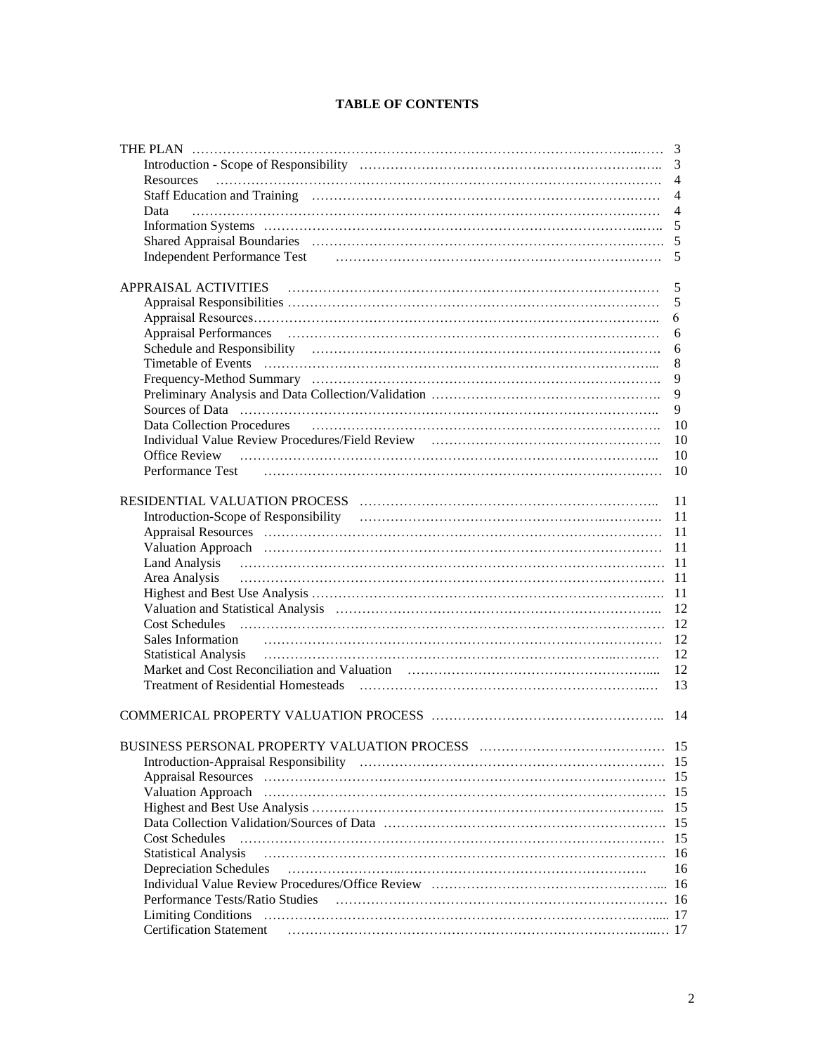# TABLE OF CONTENTS

| | |
|---|---|
| THE PLAN | 3 |
| Introduction - Scope of Responsibility | 3 |
| Resources | 4 |
| Staff Education and Training | 4 |
| Data | 4 |
| Information Systems | 5 |
| Shared Appraisal Boundaries | 5 |
| Independent Performance Test | 5 |
| | |
| APPRAISAL ACTIVITIES | 5 |
| Appraisal Responsibilities | 5 |
| Appraisal Resources | 6 |
| Appraisal Performances | 6 |
| Schedule and Responsibility | 6 |
| Timetable of Events | 8 |
| Frequency-Method Summary | 9 |
| Preliminary Analysis and Data Collection/Validation | 9 |
| Sources of Data | 9 |
| Data Collection Procedures | 10 |
| Individual Value Review Procedures/Field Review | 10 |
| Office Review | 10 |
| Performance Test | 10 |
| | |
| RESIDENTIAL VALUATION PROCESS | 11 |
| Introduction-Scope of Responsibility | 11 |
| Appraisal Resources | 11 |
| Valuation Approach | 11 |
| Land Analysis | 11 |
| Area Analysis | 11 |
| Highest and Best Use Analysis | 11 |
| Valuation and Statistical Analysis | 12 |
| Cost Schedules | 12 |
| Sales Information | 12 |
| Statistical Analysis | 12 |
| Market and Cost Reconciliation and Valuation | 12 |
| Treatment of Residential Homesteads | 13 |
| | |
| COMMERICAL PROPERTY VALUATION PROCESS | 14 |
| | |
| BUSINESS PERSONAL PROPERTY VALUATION PROCESS | 15 |
| Introduction-Appraisal Responsibility | 15 |
| Appraisal Resources | 15 |
| Valuation Approach | 15 |
| Highest and Best Use Analysis | 15 |
| Data Collection Validation/Sources of Data | 15 |
| Cost Schedules | 15 |
| Statistical Analysis | 16 |
| Depreciation Schedules | 16 |
| Individual Value Review Procedures/Office Review | 16 |
| Performance Tests/Ratio Studies | 16 |
| Limiting Conditions | 17 |
| Certification Statement | 17 |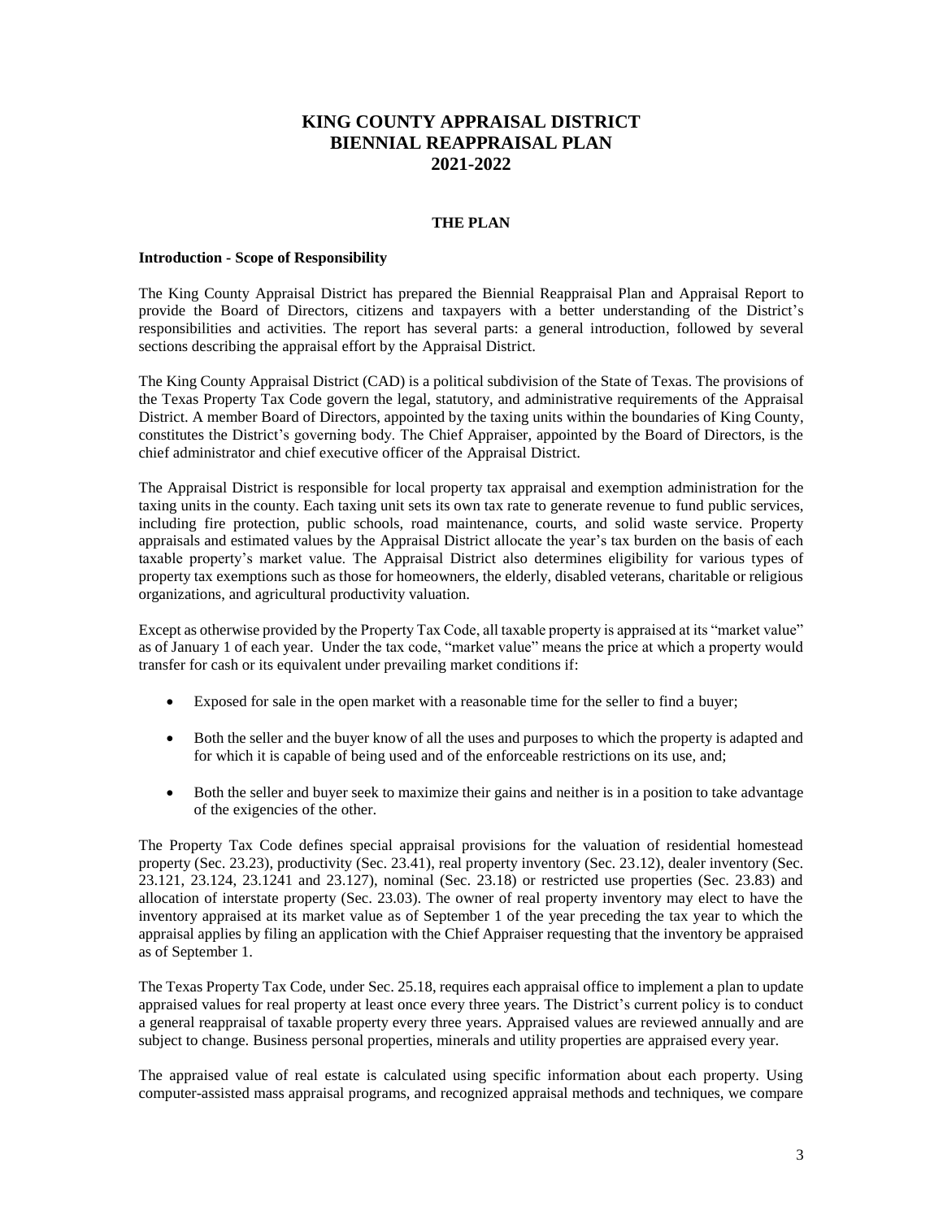# KING COUNTY APPRAISAL DISTRICT
# BIENNIAL REAPPRAISAL PLAN
# 2021-2022

## THE PLAN

### Introduction - Scope of Responsibility

The King County Appraisal District has prepared the Biennial Reappraisal Plan and Appraisal Report to provide the Board of Directors, citizens and taxpayers with a better understanding of the District's responsibilities and activities. The report has several parts: a general introduction, followed by several sections describing the appraisal effort by the Appraisal District.

The King County Appraisal District (CAD) is a political subdivision of the State of Texas. The provisions of the Texas Property Tax Code govern the legal, statutory, and administrative requirements of the Appraisal District. A member Board of Directors, appointed by the taxing units within the boundaries of King County, constitutes the District's governing body. The Chief Appraiser, appointed by the Board of Directors, is the chief administrator and chief executive officer of the Appraisal District.

The Appraisal District is responsible for local property tax appraisal and exemption administration for the taxing units in the county. Each taxing unit sets its own tax rate to generate revenue to fund public services, including fire protection, public schools, road maintenance, courts, and solid waste service. Property appraisals and estimated values by the Appraisal District allocate the year's tax burden on the basis of each taxable property's market value. The Appraisal District also determines eligibility for various types of property tax exemptions such as those for homeowners, the elderly, disabled veterans, charitable or religious organizations, and agricultural productivity valuation.

Except as otherwise provided by the Property Tax Code, all taxable property is appraised at its "market value" as of January 1 of each year. Under the tax code, "market value" means the price at which a property would transfer for cash or its equivalent under prevailing market conditions if:

- Exposed for sale in the open market with a reasonable time for the seller to find a buyer;
- Both the seller and the buyer know of all the uses and purposes to which the property is adapted and for which it is capable of being used and of the enforceable restrictions on its use, and;
- Both the seller and buyer seek to maximize their gains and neither is in a position to take advantage of the exigencies of the other.

The Property Tax Code defines special appraisal provisions for the valuation of residential homestead property (Sec. 23.23), productivity (Sec. 23.41), real property inventory (Sec. 23.12), dealer inventory (Sec. 23.121, 23.124, 23.1241 and 23.127), nominal (Sec. 23.18) or restricted use properties (Sec. 23.83) and allocation of interstate property (Sec. 23.03). The owner of real property inventory may elect to have the inventory appraised at its market value as of September 1 of the year preceding the tax year to which the appraisal applies by filing an application with the Chief Appraiser requesting that the inventory be appraised as of September 1.

The Texas Property Tax Code, under Sec. 25.18, requires each appraisal office to implement a plan to update appraised values for real property at least once every three years. The District's current policy is to conduct a general reappraisal of taxable property every three years. Appraised values are reviewed annually and are subject to change. Business personal properties, minerals and utility properties are appraised every year.

The appraised value of real estate is calculated using specific information about each property. Using computer-assisted mass appraisal programs, and recognized appraisal methods and techniques, we compare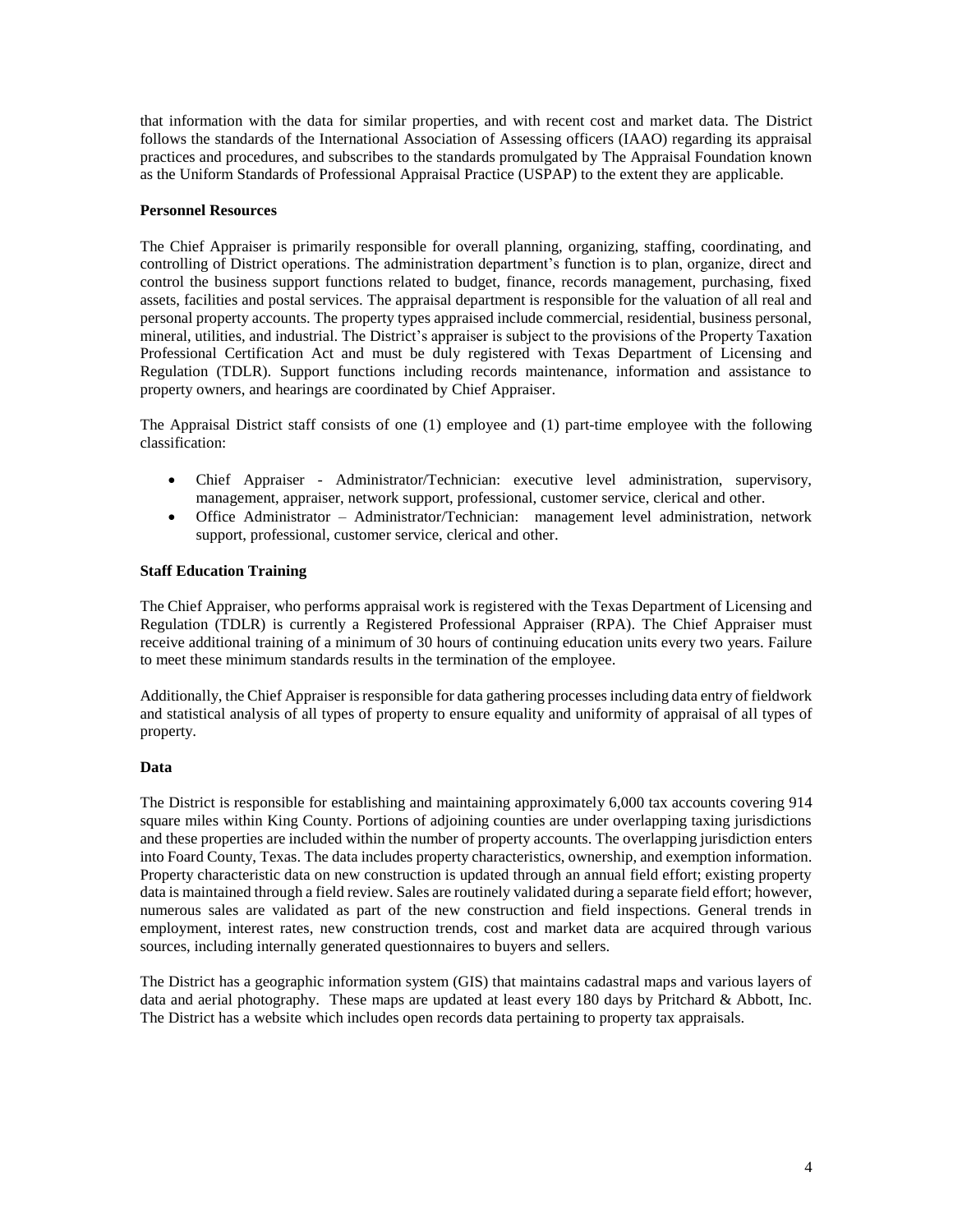that information with the data for similar properties, and with recent cost and market data. The District follows the standards of the International Association of Assessing officers (IAAO) regarding its appraisal practices and procedures, and subscribes to the standards promulgated by The Appraisal Foundation known as the Uniform Standards of Professional Appraisal Practice (USPAP) to the extent they are applicable.

**Personnel Resources**

The Chief Appraiser is primarily responsible for overall planning, organizing, staffing, coordinating, and controlling of District operations. The administration department's function is to plan, organize, direct and control the business support functions related to budget, finance, records management, purchasing, fixed assets, facilities and postal services. The appraisal department is responsible for the valuation of all real and personal property accounts. The property types appraised include commercial, residential, business personal, mineral, utilities, and industrial. The District's appraiser is subject to the provisions of the Property Taxation Professional Certification Act and must be duly registered with Texas Department of Licensing and Regulation (TDLR). Support functions including records maintenance, information and assistance to property owners, and hearings are coordinated by Chief Appraiser.

The Appraisal District staff consists of one (1) employee and (1) part-time employee with the following classification:

- Chief Appraiser - Administrator/Technician: executive level administration, supervisory, management, appraiser, network support, professional, customer service, clerical and other.
- Office Administrator – Administrator/Technician: management level administration, network support, professional, customer service, clerical and other.

**Staff Education Training**

The Chief Appraiser, who performs appraisal work is registered with the Texas Department of Licensing and Regulation (TDLR) is currently a Registered Professional Appraiser (RPA). The Chief Appraiser must receive additional training of a minimum of 30 hours of continuing education units every two years. Failure to meet these minimum standards results in the termination of the employee.

Additionally, the Chief Appraiser is responsible for data gathering processes including data entry of fieldwork and statistical analysis of all types of property to ensure equality and uniformity of appraisal of all types of property.

**Data**

The District is responsible for establishing and maintaining approximately 6,000 tax accounts covering 914 square miles within King County. Portions of adjoining counties are under overlapping taxing jurisdictions and these properties are included within the number of property accounts. The overlapping jurisdiction enters into Foard County, Texas. The data includes property characteristics, ownership, and exemption information. Property characteristic data on new construction is updated through an annual field effort; existing property data is maintained through a field review. Sales are routinely validated during a separate field effort; however, numerous sales are validated as part of the new construction and field inspections. General trends in employment, interest rates, new construction trends, cost and market data are acquired through various sources, including internally generated questionnaires to buyers and sellers.

The District has a geographic information system (GIS) that maintains cadastral maps and various layers of data and aerial photography. These maps are updated at least every 180 days by Pritchard & Abbott, Inc. The District has a website which includes open records data pertaining to property tax appraisals.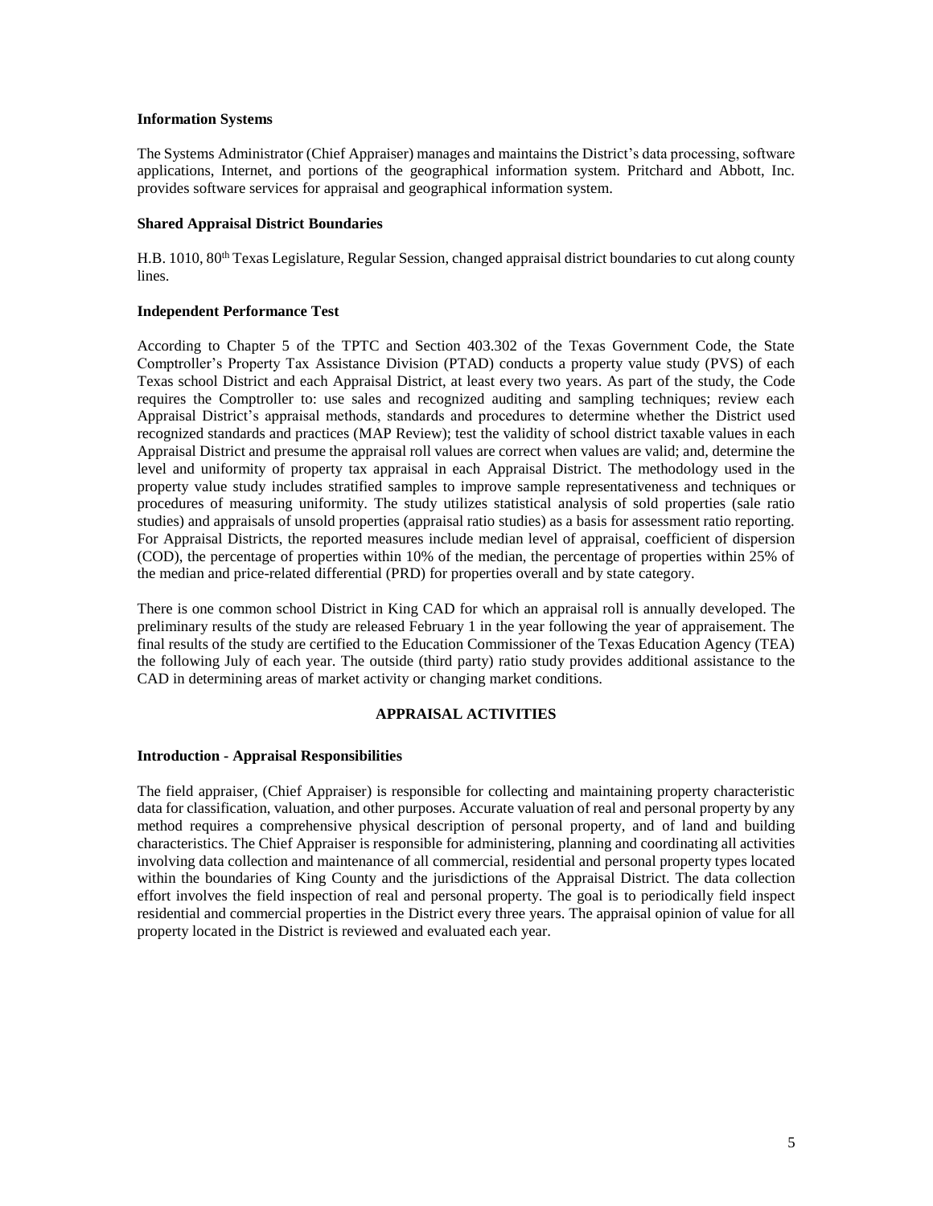**Information Systems**

The Systems Administrator (Chief Appraiser) manages and maintains the District's data processing, software applications, Internet, and portions of the geographical information system. Pritchard and Abbott, Inc. provides software services for appraisal and geographical information system.

**Shared Appraisal District Boundaries**

H.B. 1010, 80th Texas Legislature, Regular Session, changed appraisal district boundaries to cut along county lines.

**Independent Performance Test**

According to Chapter 5 of the TPTC and Section 403.302 of the Texas Government Code, the State Comptroller's Property Tax Assistance Division (PTAD) conducts a property value study (PVS) of each Texas school District and each Appraisal District, at least every two years. As part of the study, the Code requires the Comptroller to: use sales and recognized auditing and sampling techniques; review each Appraisal District's appraisal methods, standards and procedures to determine whether the District used recognized standards and practices (MAP Review); test the validity of school district taxable values in each Appraisal District and presume the appraisal roll values are correct when values are valid; and, determine the level and uniformity of property tax appraisal in each Appraisal District. The methodology used in the property value study includes stratified samples to improve sample representativeness and techniques or procedures of measuring uniformity. The study utilizes statistical analysis of sold properties (sale ratio studies) and appraisals of unsold properties (appraisal ratio studies) as a basis for assessment ratio reporting. For Appraisal Districts, the reported measures include median level of appraisal, coefficient of dispersion (COD), the percentage of properties within 10% of the median, the percentage of properties within 25% of the median and price-related differential (PRD) for properties overall and by state category.

There is one common school District in King CAD for which an appraisal roll is annually developed. The preliminary results of the study are released February 1 in the year following the year of appraisement. The final results of the study are certified to the Education Commissioner of the Texas Education Agency (TEA) the following July of each year. The outside (third party) ratio study provides additional assistance to the CAD in determining areas of market activity or changing market conditions.

## APPRAISAL ACTIVITIES

**Introduction - Appraisal Responsibilities**

The field appraiser, (Chief Appraiser) is responsible for collecting and maintaining property characteristic data for classification, valuation, and other purposes. Accurate valuation of real and personal property by any method requires a comprehensive physical description of personal property, and of land and building characteristics. The Chief Appraiser is responsible for administering, planning and coordinating all activities involving data collection and maintenance of all commercial, residential and personal property types located within the boundaries of King County and the jurisdictions of the Appraisal District. The data collection effort involves the field inspection of real and personal property. The goal is to periodically field inspect residential and commercial properties in the District every three years. The appraisal opinion of value for all property located in the District is reviewed and evaluated each year.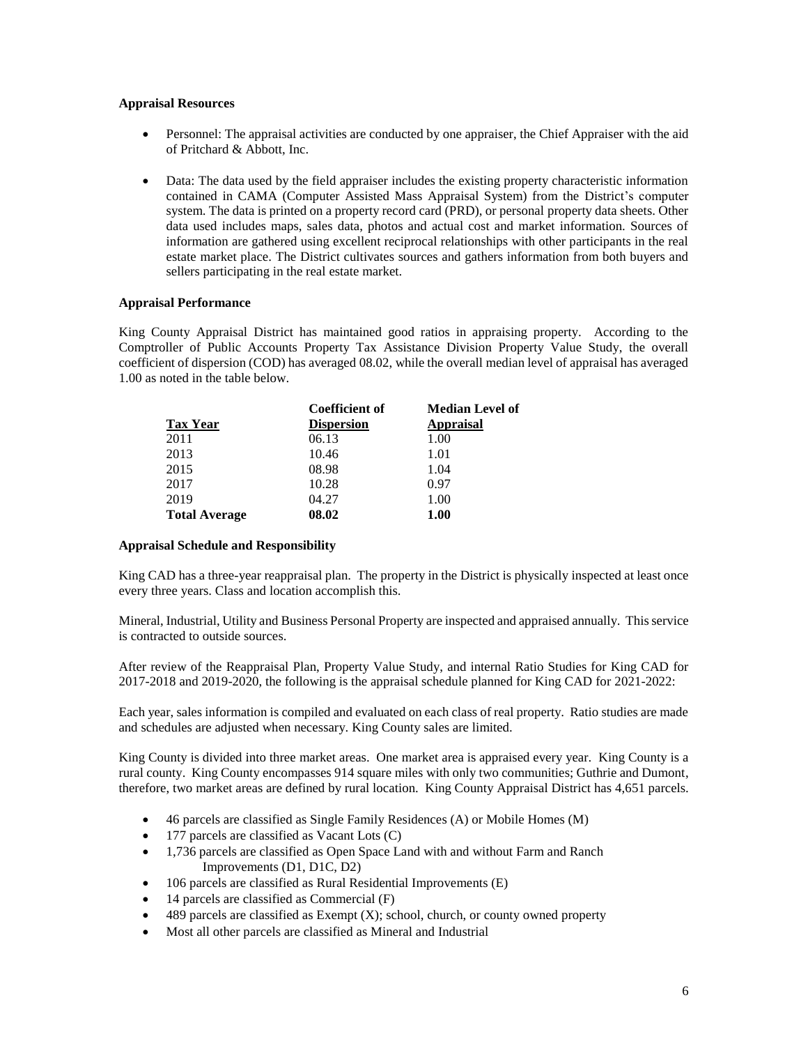**Appraisal Resources**

- Personnel: The appraisal activities are conducted by one appraiser, the Chief Appraiser with the aid of Pritchard & Abbott, Inc.
- Data: The data used by the field appraiser includes the existing property characteristic information contained in CAMA (Computer Assisted Mass Appraisal System) from the District's computer system. The data is printed on a property record card (PRD), or personal property data sheets. Other data used includes maps, sales data, photos and actual cost and market information. Sources of information are gathered using excellent reciprocal relationships with other participants in the real estate market place. The District cultivates sources and gathers information from both buyers and sellers participating in the real estate market.

**Appraisal Performance**

King County Appraisal District has maintained good ratios in appraising property. According to the Comptroller of Public Accounts Property Tax Assistance Division Property Value Study, the overall coefficient of dispersion (COD) has averaged 08.02, while the overall median level of appraisal has averaged 1.00 as noted in the table below.

| Tax Year | Coefficient of Dispersion | Median Level of Appraisal |
|---|---|---|
| 2011 | 06.13 | 1.00 |
| 2013 | 10.46 | 1.01 |
| 2015 | 08.98 | 1.04 |
| 2017 | 10.28 | 0.97 |
| 2019 | 04.27 | 1.00 |
| **Total Average** | **08.02** | **1.00** |

**Appraisal Schedule and Responsibility**

King CAD has a three-year reappraisal plan. The property in the District is physically inspected at least once every three years. Class and location accomplish this.

Mineral, Industrial, Utility and Business Personal Property are inspected and appraised annually. This service is contracted to outside sources.

After review of the Reappraisal Plan, Property Value Study, and internal Ratio Studies for King CAD for 2017-2018 and 2019-2020, the following is the appraisal schedule planned for King CAD for 2021-2022:

Each year, sales information is compiled and evaluated on each class of real property. Ratio studies are made and schedules are adjusted when necessary. King County sales are limited.

King County is divided into three market areas. One market area is appraised every year. King County is a rural county. King County encompasses 914 square miles with only two communities; Guthrie and Dumont, therefore, two market areas are defined by rural location. King County Appraisal District has 4,651 parcels.

- 46 parcels are classified as Single Family Residences (A) or Mobile Homes (M)
- 177 parcels are classified as Vacant Lots (C)
- 1,736 parcels are classified as Open Space Land with and without Farm and Ranch Improvements (D1, D1C, D2)
- 106 parcels are classified as Rural Residential Improvements (E)
- 14 parcels are classified as Commercial (F)
- 489 parcels are classified as Exempt (X); school, church, or county owned property
- Most all other parcels are classified as Mineral and Industrial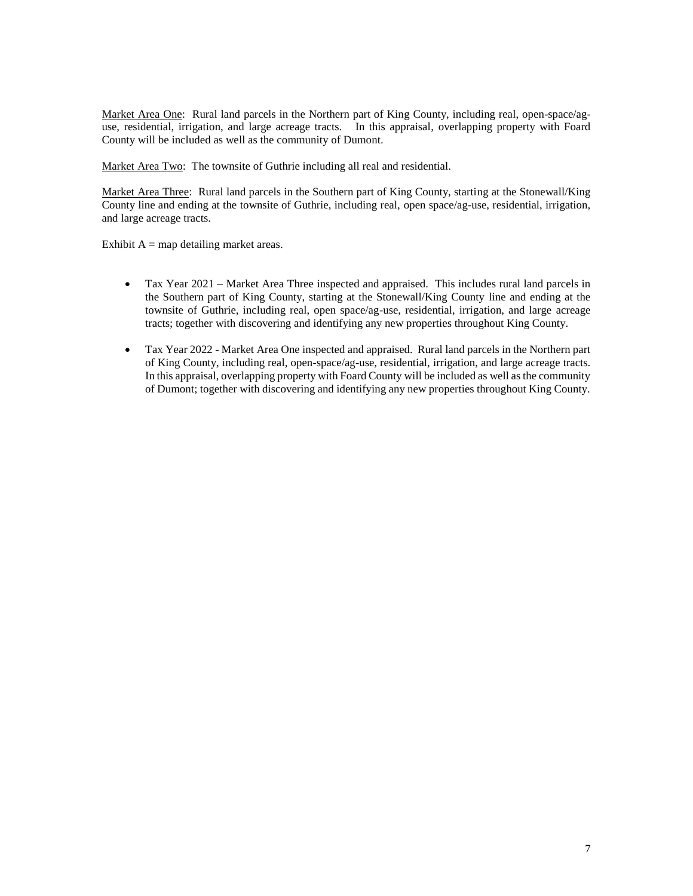<u>Market Area One</u>: Rural land parcels in the Northern part of King County, including real, open-space/ag-use, residential, irrigation, and large acreage tracts. In this appraisal, overlapping property with Foard County will be included as well as the community of Dumont.

<u>Market Area Two</u>: The townsite of Guthrie including all real and residential.

<u>Market Area Three</u>: Rural land parcels in the Southern part of King County, starting at the Stonewall/King County line and ending at the townsite of Guthrie, including real, open space/ag-use, residential, irrigation, and large acreage tracts.

Exhibit A = map detailing market areas.

- Tax Year 2021 – Market Area Three inspected and appraised. This includes rural land parcels in the Southern part of King County, starting at the Stonewall/King County line and ending at the townsite of Guthrie, including real, open space/ag-use, residential, irrigation, and large acreage tracts; together with discovering and identifying any new properties throughout King County.

- Tax Year 2022 - Market Area One inspected and appraised. Rural land parcels in the Northern part of King County, including real, open-space/ag-use, residential, irrigation, and large acreage tracts. In this appraisal, overlapping property with Foard County will be included as well as the community of Dumont; together with discovering and identifying any new properties throughout King County.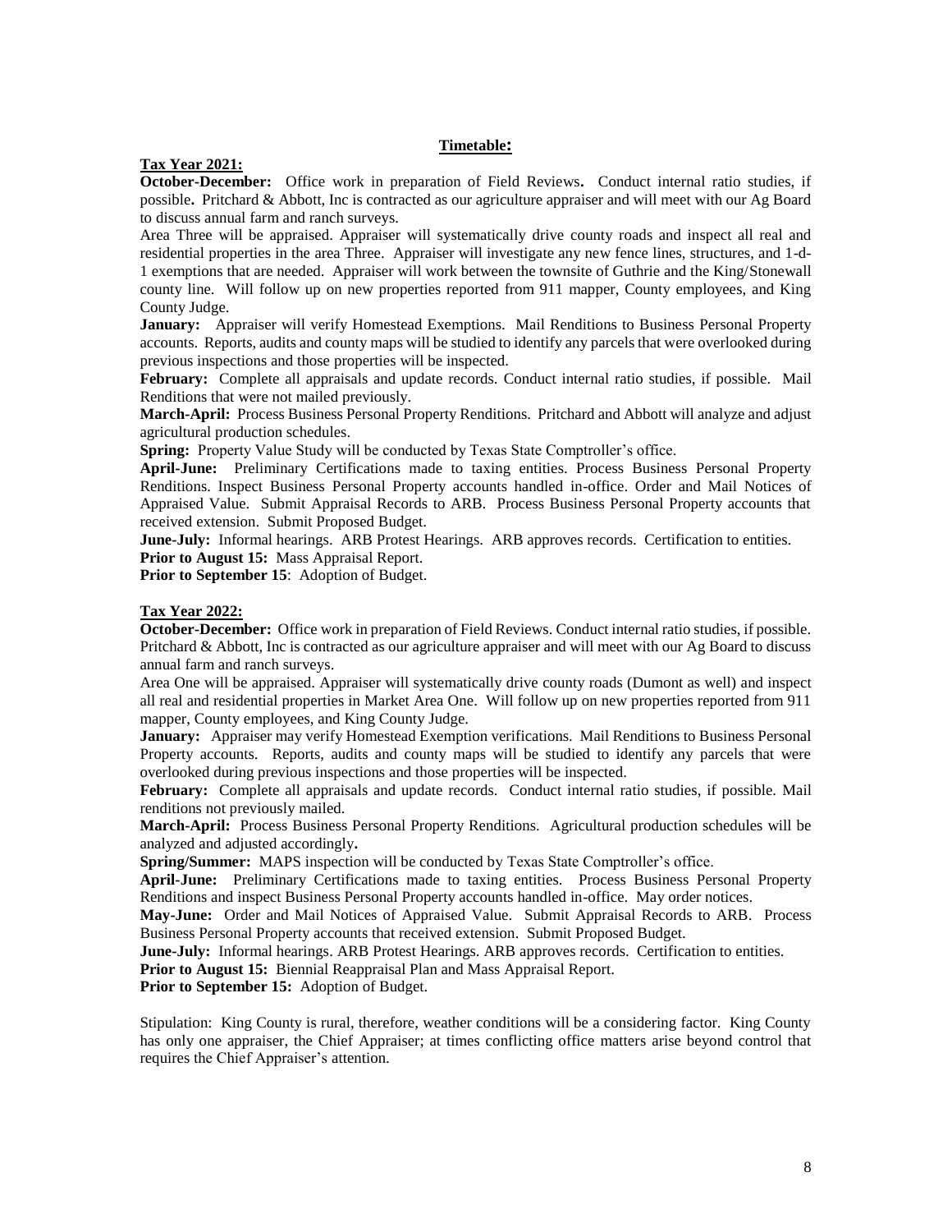## Timetable:

**Tax Year 2021:**

**October-December:** Office work in preparation of Field Reviews**.** Conduct internal ratio studies, if possible**.** Pritchard & Abbott, Inc is contracted as our agriculture appraiser and will meet with our Ag Board to discuss annual farm and ranch surveys.

Area Three will be appraised. Appraiser will systematically drive county roads and inspect all real and residential properties in the area Three. Appraiser will investigate any new fence lines, structures, and 1-d-1 exemptions that are needed. Appraiser will work between the townsite of Guthrie and the King/Stonewall county line. Will follow up on new properties reported from 911 mapper, County employees, and King County Judge.

**January:** Appraiser will verify Homestead Exemptions. Mail Renditions to Business Personal Property accounts. Reports, audits and county maps will be studied to identify any parcels that were overlooked during previous inspections and those properties will be inspected.

**February:** Complete all appraisals and update records. Conduct internal ratio studies, if possible. Mail Renditions that were not mailed previously.

**March-April:** Process Business Personal Property Renditions. Pritchard and Abbott will analyze and adjust agricultural production schedules.

**Spring:** Property Value Study will be conducted by Texas State Comptroller's office.

**April-June:** Preliminary Certifications made to taxing entities. Process Business Personal Property Renditions. Inspect Business Personal Property accounts handled in-office. Order and Mail Notices of Appraised Value. Submit Appraisal Records to ARB. Process Business Personal Property accounts that received extension. Submit Proposed Budget.

**June-July:** Informal hearings. ARB Protest Hearings. ARB approves records. Certification to entities.

**Prior to August 15:** Mass Appraisal Report.

**Prior to September 15**: Adoption of Budget.

**Tax Year 2022:**

**October-December:** Office work in preparation of Field Reviews. Conduct internal ratio studies, if possible. Pritchard & Abbott, Inc is contracted as our agriculture appraiser and will meet with our Ag Board to discuss annual farm and ranch surveys.

Area One will be appraised. Appraiser will systematically drive county roads (Dumont as well) and inspect all real and residential properties in Market Area One. Will follow up on new properties reported from 911 mapper, County employees, and King County Judge.

**January:** Appraiser may verify Homestead Exemption verifications. Mail Renditions to Business Personal Property accounts. Reports, audits and county maps will be studied to identify any parcels that were overlooked during previous inspections and those properties will be inspected.

**February:** Complete all appraisals and update records. Conduct internal ratio studies, if possible. Mail renditions not previously mailed.

**March-April:** Process Business Personal Property Renditions. Agricultural production schedules will be analyzed and adjusted accordingly**.**

**Spring/Summer:** MAPS inspection will be conducted by Texas State Comptroller's office.

**April-June:** Preliminary Certifications made to taxing entities. Process Business Personal Property Renditions and inspect Business Personal Property accounts handled in-office. May order notices.

**May-June:** Order and Mail Notices of Appraised Value. Submit Appraisal Records to ARB. Process Business Personal Property accounts that received extension. Submit Proposed Budget.

**June-July:** Informal hearings. ARB Protest Hearings. ARB approves records. Certification to entities.

**Prior to August 15:** Biennial Reappraisal Plan and Mass Appraisal Report.

**Prior to September 15:** Adoption of Budget.

Stipulation: King County is rural, therefore, weather conditions will be a considering factor. King County has only one appraiser, the Chief Appraiser; at times conflicting office matters arise beyond control that requires the Chief Appraiser's attention.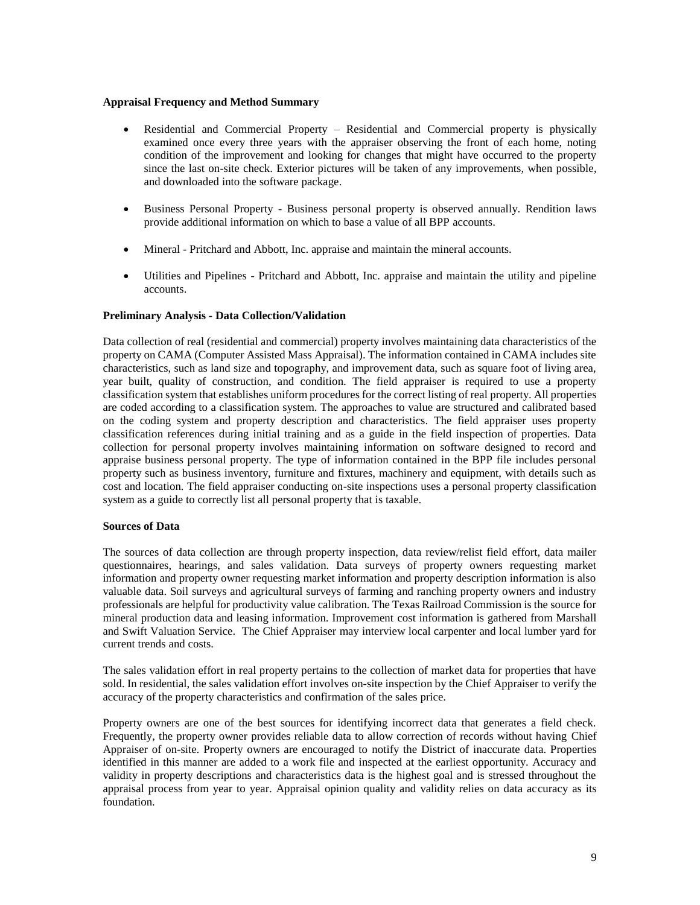**Appraisal Frequency and Method Summary**

- Residential and Commercial Property – Residential and Commercial property is physically examined once every three years with the appraiser observing the front of each home, noting condition of the improvement and looking for changes that might have occurred to the property since the last on-site check. Exterior pictures will be taken of any improvements, when possible, and downloaded into the software package.

- Business Personal Property - Business personal property is observed annually. Rendition laws provide additional information on which to base a value of all BPP accounts.

- Mineral - Pritchard and Abbott, Inc. appraise and maintain the mineral accounts.

- Utilities and Pipelines - Pritchard and Abbott, Inc. appraise and maintain the utility and pipeline accounts.

**Preliminary Analysis - Data Collection/Validation**

Data collection of real (residential and commercial) property involves maintaining data characteristics of the property on CAMA (Computer Assisted Mass Appraisal). The information contained in CAMA includes site characteristics, such as land size and topography, and improvement data, such as square foot of living area, year built, quality of construction, and condition. The field appraiser is required to use a property classification system that establishes uniform procedures for the correct listing of real property. All properties are coded according to a classification system. The approaches to value are structured and calibrated based on the coding system and property description and characteristics. The field appraiser uses property classification references during initial training and as a guide in the field inspection of properties. Data collection for personal property involves maintaining information on software designed to record and appraise business personal property. The type of information contained in the BPP file includes personal property such as business inventory, furniture and fixtures, machinery and equipment, with details such as cost and location. The field appraiser conducting on-site inspections uses a personal property classification system as a guide to correctly list all personal property that is taxable.

**Sources of Data**

The sources of data collection are through property inspection, data review/relist field effort, data mailer questionnaires, hearings, and sales validation. Data surveys of property owners requesting market information and property owner requesting market information and property description information is also valuable data. Soil surveys and agricultural surveys of farming and ranching property owners and industry professionals are helpful for productivity value calibration. The Texas Railroad Commission is the source for mineral production data and leasing information. Improvement cost information is gathered from Marshall and Swift Valuation Service. The Chief Appraiser may interview local carpenter and local lumber yard for current trends and costs.

The sales validation effort in real property pertains to the collection of market data for properties that have sold. In residential, the sales validation effort involves on-site inspection by the Chief Appraiser to verify the accuracy of the property characteristics and confirmation of the sales price.

Property owners are one of the best sources for identifying incorrect data that generates a field check. Frequently, the property owner provides reliable data to allow correction of records without having Chief Appraiser of on-site. Property owners are encouraged to notify the District of inaccurate data. Properties identified in this manner are added to a work file and inspected at the earliest opportunity. Accuracy and validity in property descriptions and characteristics data is the highest goal and is stressed throughout the appraisal process from year to year. Appraisal opinion quality and validity relies on data accuracy as its foundation.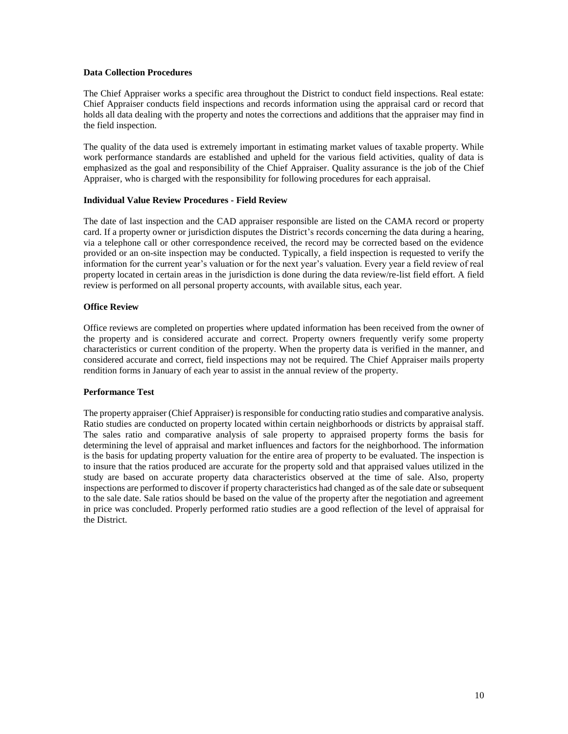**Data Collection Procedures**

The Chief Appraiser works a specific area throughout the District to conduct field inspections. Real estate: Chief Appraiser conducts field inspections and records information using the appraisal card or record that holds all data dealing with the property and notes the corrections and additions that the appraiser may find in the field inspection.

The quality of the data used is extremely important in estimating market values of taxable property. While work performance standards are established and upheld for the various field activities, quality of data is emphasized as the goal and responsibility of the Chief Appraiser. Quality assurance is the job of the Chief Appraiser, who is charged with the responsibility for following procedures for each appraisal.

**Individual Value Review Procedures - Field Review**

The date of last inspection and the CAD appraiser responsible are listed on the CAMA record or property card. If a property owner or jurisdiction disputes the District's records concerning the data during a hearing, via a telephone call or other correspondence received, the record may be corrected based on the evidence provided or an on-site inspection may be conducted. Typically, a field inspection is requested to verify the information for the current year's valuation or for the next year's valuation. Every year a field review of real property located in certain areas in the jurisdiction is done during the data review/re-list field effort. A field review is performed on all personal property accounts, with available situs, each year.

**Office Review**

Office reviews are completed on properties where updated information has been received from the owner of the property and is considered accurate and correct. Property owners frequently verify some property characteristics or current condition of the property. When the property data is verified in the manner, and considered accurate and correct, field inspections may not be required. The Chief Appraiser mails property rendition forms in January of each year to assist in the annual review of the property.

**Performance Test**

The property appraiser (Chief Appraiser) is responsible for conducting ratio studies and comparative analysis. Ratio studies are conducted on property located within certain neighborhoods or districts by appraisal staff. The sales ratio and comparative analysis of sale property to appraised property forms the basis for determining the level of appraisal and market influences and factors for the neighborhood. The information is the basis for updating property valuation for the entire area of property to be evaluated. The inspection is to insure that the ratios produced are accurate for the property sold and that appraised values utilized in the study are based on accurate property data characteristics observed at the time of sale. Also, property inspections are performed to discover if property characteristics had changed as of the sale date or subsequent to the sale date. Sale ratios should be based on the value of the property after the negotiation and agreement in price was concluded. Properly performed ratio studies are a good reflection of the level of appraisal for the District.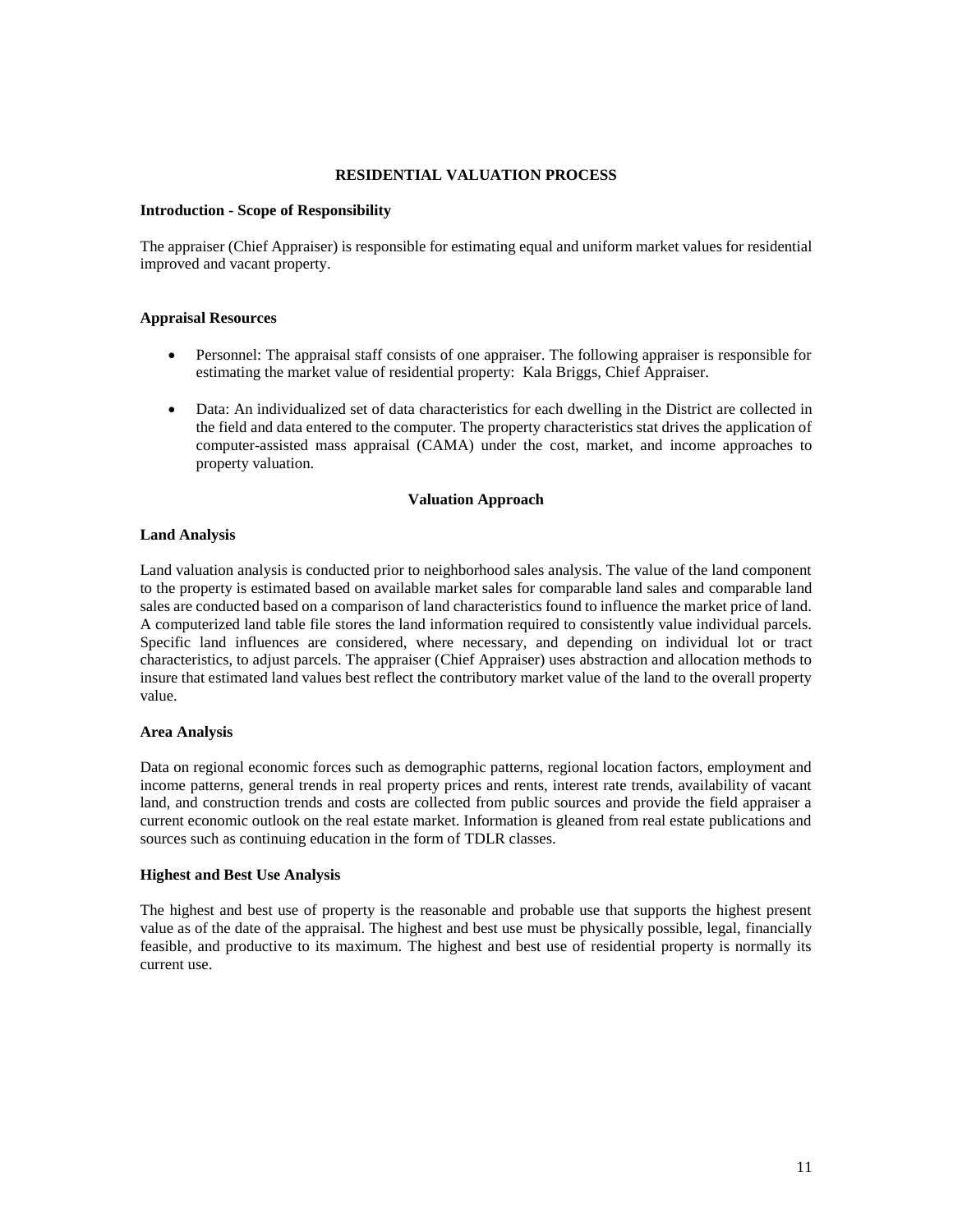## RESIDENTIAL VALUATION PROCESS

### Introduction - Scope of Responsibility

The appraiser (Chief Appraiser) is responsible for estimating equal and uniform market values for residential improved and vacant property.

### Appraisal Resources

- Personnel: The appraisal staff consists of one appraiser. The following appraiser is responsible for estimating the market value of residential property: Kala Briggs, Chief Appraiser.
- Data: An individualized set of data characteristics for each dwelling in the District are collected in the field and data entered to the computer. The property characteristics stat drives the application of computer-assisted mass appraisal (CAMA) under the cost, market, and income approaches to property valuation.

## Valuation Approach

### Land Analysis

Land valuation analysis is conducted prior to neighborhood sales analysis. The value of the land component to the property is estimated based on available market sales for comparable land sales and comparable land sales are conducted based on a comparison of land characteristics found to influence the market price of land. A computerized land table file stores the land information required to consistently value individual parcels. Specific land influences are considered, where necessary, and depending on individual lot or tract characteristics, to adjust parcels. The appraiser (Chief Appraiser) uses abstraction and allocation methods to insure that estimated land values best reflect the contributory market value of the land to the overall property value.

### Area Analysis

Data on regional economic forces such as demographic patterns, regional location factors, employment and income patterns, general trends in real property prices and rents, interest rate trends, availability of vacant land, and construction trends and costs are collected from public sources and provide the field appraiser a current economic outlook on the real estate market. Information is gleaned from real estate publications and sources such as continuing education in the form of TDLR classes.

### Highest and Best Use Analysis

The highest and best use of property is the reasonable and probable use that supports the highest present value as of the date of the appraisal. The highest and best use must be physically possible, legal, financially feasible, and productive to its maximum. The highest and best use of residential property is normally its current use.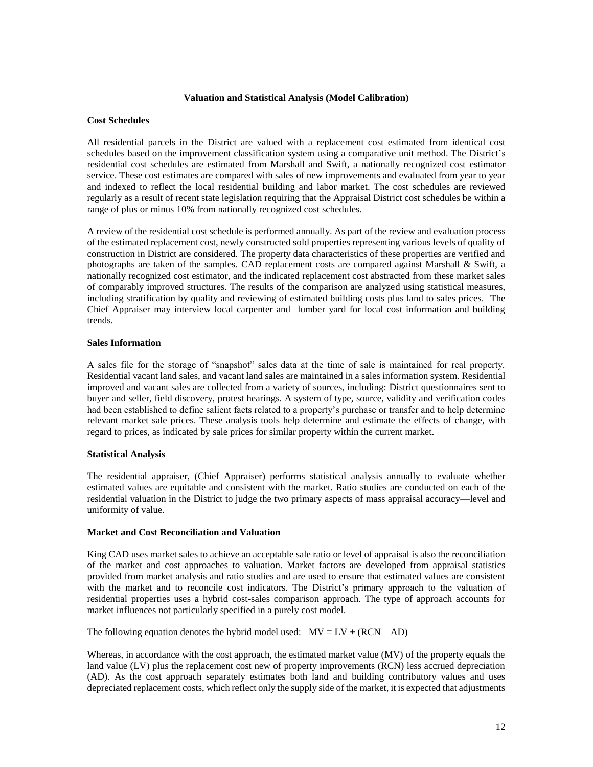**Valuation and Statistical Analysis (Model Calibration)**

**Cost Schedules**

All residential parcels in the District are valued with a replacement cost estimated from identical cost schedules based on the improvement classification system using a comparative unit method. The District's residential cost schedules are estimated from Marshall and Swift, a nationally recognized cost estimator service. These cost estimates are compared with sales of new improvements and evaluated from year to year and indexed to reflect the local residential building and labor market. The cost schedules are reviewed regularly as a result of recent state legislation requiring that the Appraisal District cost schedules be within a range of plus or minus 10% from nationally recognized cost schedules.

A review of the residential cost schedule is performed annually. As part of the review and evaluation process of the estimated replacement cost, newly constructed sold properties representing various levels of quality of construction in District are considered. The property data characteristics of these properties are verified and photographs are taken of the samples. CAD replacement costs are compared against Marshall & Swift, a nationally recognized cost estimator, and the indicated replacement cost abstracted from these market sales of comparably improved structures. The results of the comparison are analyzed using statistical measures, including stratification by quality and reviewing of estimated building costs plus land to sales prices. The Chief Appraiser may interview local carpenter and lumber yard for local cost information and building trends.

**Sales Information**

A sales file for the storage of "snapshot" sales data at the time of sale is maintained for real property. Residential vacant land sales, and vacant land sales are maintained in a sales information system. Residential improved and vacant sales are collected from a variety of sources, including: District questionnaires sent to buyer and seller, field discovery, protest hearings. A system of type, source, validity and verification codes had been established to define salient facts related to a property's purchase or transfer and to help determine relevant market sale prices. These analysis tools help determine and estimate the effects of change, with regard to prices, as indicated by sale prices for similar property within the current market.

**Statistical Analysis**

The residential appraiser, (Chief Appraiser) performs statistical analysis annually to evaluate whether estimated values are equitable and consistent with the market. Ratio studies are conducted on each of the residential valuation in the District to judge the two primary aspects of mass appraisal accuracy—level and uniformity of value.

**Market and Cost Reconciliation and Valuation**

King CAD uses market sales to achieve an acceptable sale ratio or level of appraisal is also the reconciliation of the market and cost approaches to valuation. Market factors are developed from appraisal statistics provided from market analysis and ratio studies and are used to ensure that estimated values are consistent with the market and to reconcile cost indicators. The District's primary approach to the valuation of residential properties uses a hybrid cost-sales comparison approach. The type of approach accounts for market influences not particularly specified in a purely cost model.

The following equation denotes the hybrid model used: $MV = LV + (RCN – AD)$

Whereas, in accordance with the cost approach, the estimated market value (MV) of the property equals the land value (LV) plus the replacement cost new of property improvements (RCN) less accrued depreciation (AD). As the cost approach separately estimates both land and building contributory values and uses depreciated replacement costs, which reflect only the supply side of the market, it is expected that adjustments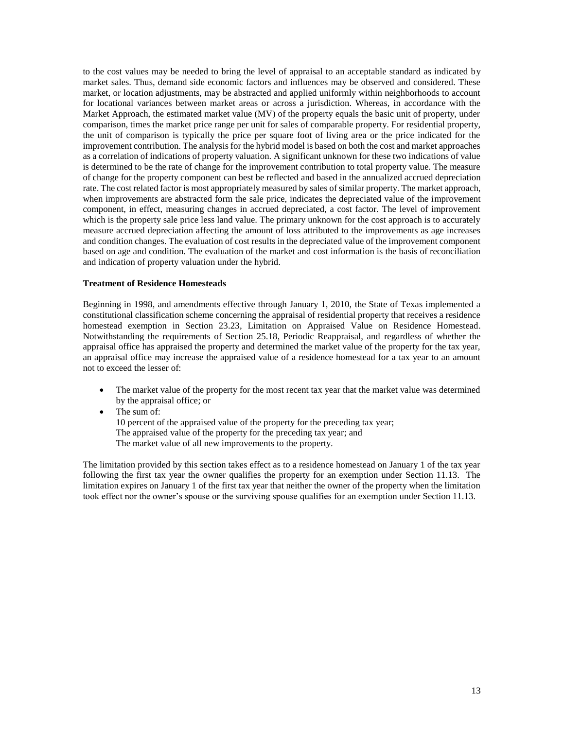to the cost values may be needed to bring the level of appraisal to an acceptable standard as indicated by market sales. Thus, demand side economic factors and influences may be observed and considered. These market, or location adjustments, may be abstracted and applied uniformly within neighborhoods to account for locational variances between market areas or across a jurisdiction. Whereas, in accordance with the Market Approach, the estimated market value (MV) of the property equals the basic unit of property, under comparison, times the market price range per unit for sales of comparable property. For residential property, the unit of comparison is typically the price per square foot of living area or the price indicated for the improvement contribution. The analysis for the hybrid model is based on both the cost and market approaches as a correlation of indications of property valuation. A significant unknown for these two indications of value is determined to be the rate of change for the improvement contribution to total property value. The measure of change for the property component can best be reflected and based in the annualized accrued depreciation rate. The cost related factor is most appropriately measured by sales of similar property. The market approach, when improvements are abstracted form the sale price, indicates the depreciated value of the improvement component, in effect, measuring changes in accrued depreciated, a cost factor. The level of improvement which is the property sale price less land value. The primary unknown for the cost approach is to accurately measure accrued depreciation affecting the amount of loss attributed to the improvements as age increases and condition changes. The evaluation of cost results in the depreciated value of the improvement component based on age and condition. The evaluation of the market and cost information is the basis of reconciliation and indication of property valuation under the hybrid.

**Treatment of Residence Homesteads**

Beginning in 1998, and amendments effective through January 1, 2010, the State of Texas implemented a constitutional classification scheme concerning the appraisal of residential property that receives a residence homestead exemption in Section 23.23, Limitation on Appraised Value on Residence Homestead. Notwithstanding the requirements of Section 25.18, Periodic Reappraisal, and regardless of whether the appraisal office has appraised the property and determined the market value of the property for the tax year, an appraisal office may increase the appraised value of a residence homestead for a tax year to an amount not to exceed the lesser of:

- The market value of the property for the most recent tax year that the market value was determined by the appraisal office; or
- The sum of:
  10 percent of the appraised value of the property for the preceding tax year;
  The appraised value of the property for the preceding tax year; and
  The market value of all new improvements to the property.

The limitation provided by this section takes effect as to a residence homestead on January 1 of the tax year following the first tax year the owner qualifies the property for an exemption under Section 11.13. The limitation expires on January 1 of the first tax year that neither the owner of the property when the limitation took effect nor the owner's spouse or the surviving spouse qualifies for an exemption under Section 11.13.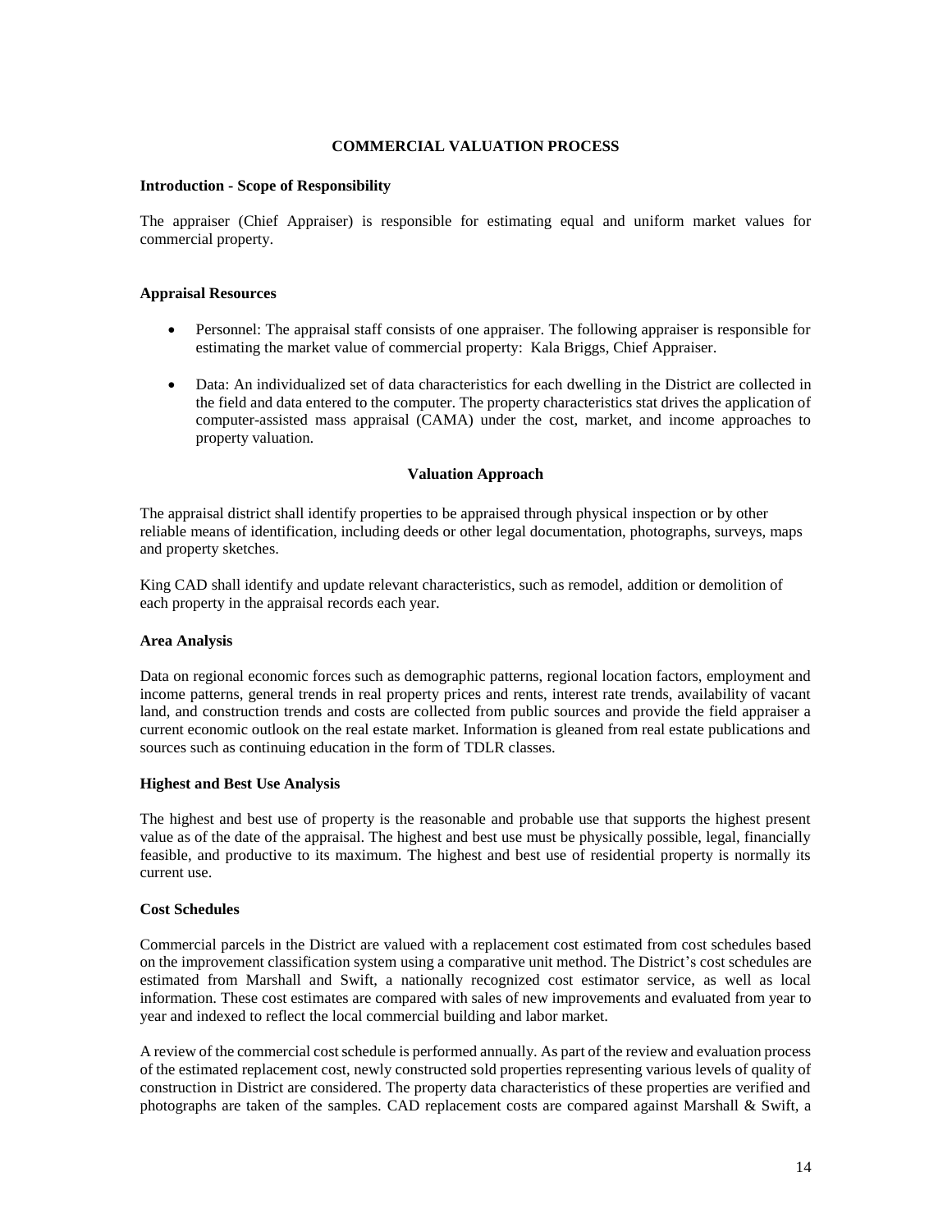## COMMERCIAL VALUATION PROCESS

**Introduction - Scope of Responsibility**

The appraiser (Chief Appraiser) is responsible for estimating equal and uniform market values for commercial property.

**Appraisal Resources**

- Personnel: The appraisal staff consists of one appraiser. The following appraiser is responsible for estimating the market value of commercial property: Kala Briggs, Chief Appraiser.
- Data: An individualized set of data characteristics for each dwelling in the District are collected in the field and data entered to the computer. The property characteristics stat drives the application of computer-assisted mass appraisal (CAMA) under the cost, market, and income approaches to property valuation.

### Valuation Approach

The appraisal district shall identify properties to be appraised through physical inspection or by other reliable means of identification, including deeds or other legal documentation, photographs, surveys, maps and property sketches.

King CAD shall identify and update relevant characteristics, such as remodel, addition or demolition of each property in the appraisal records each year.

**Area Analysis**

Data on regional economic forces such as demographic patterns, regional location factors, employment and income patterns, general trends in real property prices and rents, interest rate trends, availability of vacant land, and construction trends and costs are collected from public sources and provide the field appraiser a current economic outlook on the real estate market. Information is gleaned from real estate publications and sources such as continuing education in the form of TDLR classes.

**Highest and Best Use Analysis**

The highest and best use of property is the reasonable and probable use that supports the highest present value as of the date of the appraisal. The highest and best use must be physically possible, legal, financially feasible, and productive to its maximum. The highest and best use of residential property is normally its current use.

**Cost Schedules**

Commercial parcels in the District are valued with a replacement cost estimated from cost schedules based on the improvement classification system using a comparative unit method. The District's cost schedules are estimated from Marshall and Swift, a nationally recognized cost estimator service, as well as local information. These cost estimates are compared with sales of new improvements and evaluated from year to year and indexed to reflect the local commercial building and labor market.

A review of the commercial cost schedule is performed annually. As part of the review and evaluation process of the estimated replacement cost, newly constructed sold properties representing various levels of quality of construction in District are considered. The property data characteristics of these properties are verified and photographs are taken of the samples. CAD replacement costs are compared against Marshall & Swift, a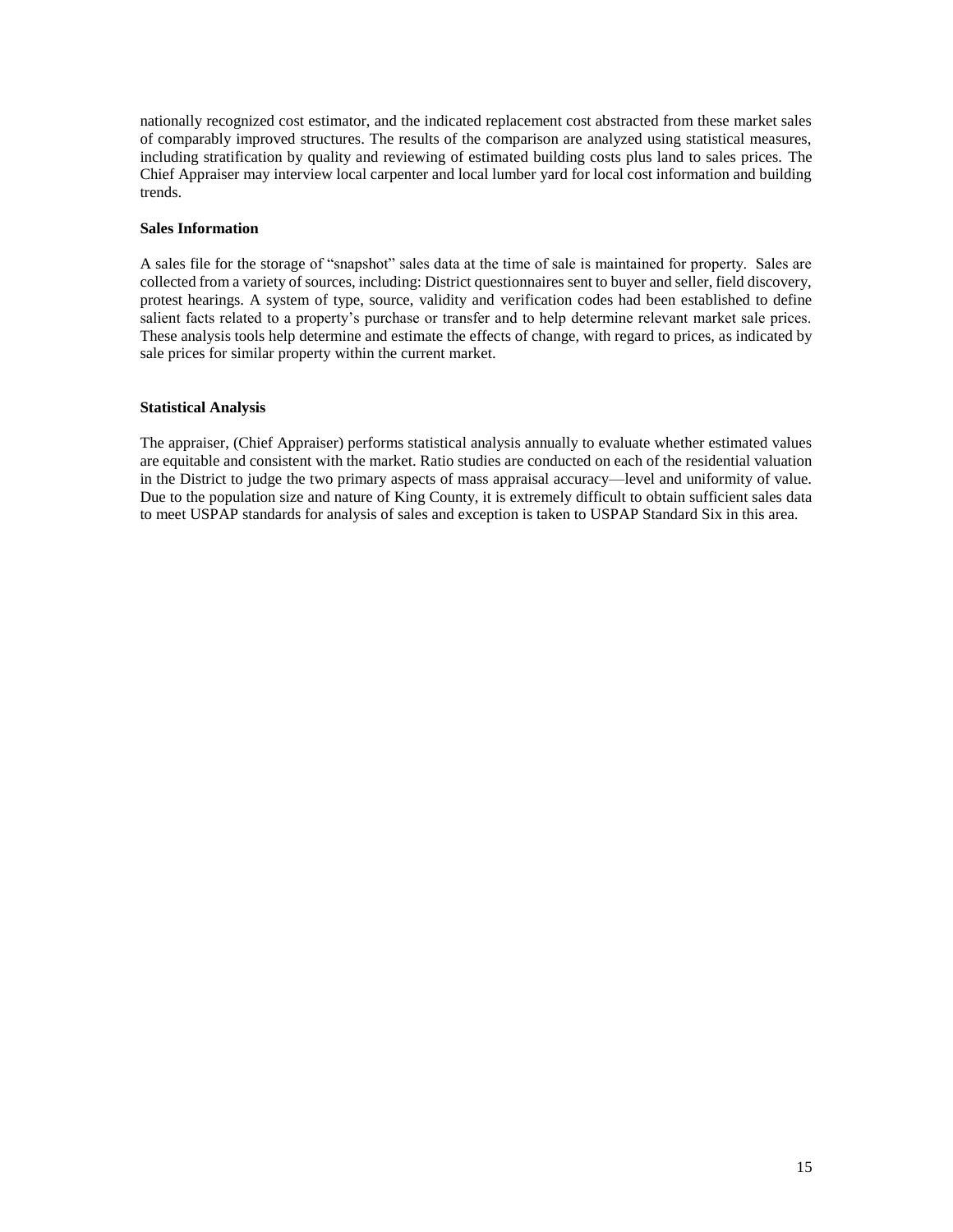nationally recognized cost estimator, and the indicated replacement cost abstracted from these market sales of comparably improved structures. The results of the comparison are analyzed using statistical measures, including stratification by quality and reviewing of estimated building costs plus land to sales prices. The Chief Appraiser may interview local carpenter and local lumber yard for local cost information and building trends.

**Sales Information**

A sales file for the storage of "snapshot" sales data at the time of sale is maintained for property. Sales are collected from a variety of sources, including: District questionnaires sent to buyer and seller, field discovery, protest hearings. A system of type, source, validity and verification codes had been established to define salient facts related to a property's purchase or transfer and to help determine relevant market sale prices. These analysis tools help determine and estimate the effects of change, with regard to prices, as indicated by sale prices for similar property within the current market.

**Statistical Analysis**

The appraiser, (Chief Appraiser) performs statistical analysis annually to evaluate whether estimated values are equitable and consistent with the market. Ratio studies are conducted on each of the residential valuation in the District to judge the two primary aspects of mass appraisal accuracy—level and uniformity of value. Due to the population size and nature of King County, it is extremely difficult to obtain sufficient sales data to meet USPAP standards for analysis of sales and exception is taken to USPAP Standard Six in this area.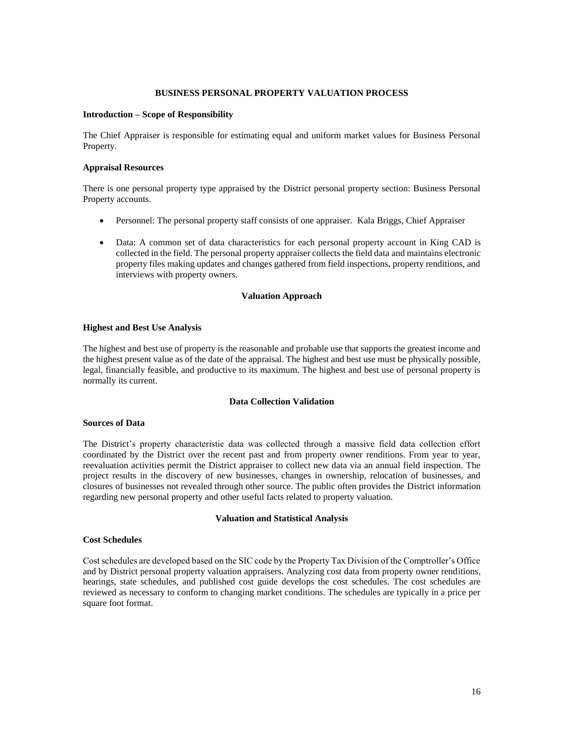# BUSINESS PERSONAL PROPERTY VALUATION PROCESS

**Introduction – Scope of Responsibility**

The Chief Appraiser is responsible for estimating equal and uniform market values for Business Personal Property.

**Appraisal Resources**

There is one personal property type appraised by the District personal property section: Business Personal Property accounts.

- Personnel: The personal property staff consists of one appraiser. Kala Briggs, Chief Appraiser
- Data: A common set of data characteristics for each personal property account in King CAD is collected in the field. The personal property appraiser collects the field data and maintains electronic property files making updates and changes gathered from field inspections, property renditions, and interviews with property owners.

## Valuation Approach

**Highest and Best Use Analysis**

The highest and best use of property is the reasonable and probable use that supports the greatest income and the highest present value as of the date of the appraisal. The highest and best use must be physically possible, legal, financially feasible, and productive to its maximum. The highest and best use of personal property is normally its current.

## Data Collection Validation

**Sources of Data**

The District's property characteristic data was collected through a massive field data collection effort coordinated by the District over the recent past and from property owner renditions. From year to year, reevaluation activities permit the District appraiser to collect new data via an annual field inspection. The project results in the discovery of new businesses, changes in ownership, relocation of businesses, and closures of businesses not revealed through other source. The public often provides the District information regarding new personal property and other useful facts related to property valuation.

## Valuation and Statistical Analysis

**Cost Schedules**

Cost schedules are developed based on the SIC code by the Property Tax Division of the Comptroller's Office and by District personal property valuation appraisers. Analyzing cost data from property owner renditions, hearings, state schedules, and published cost guide develops the cost schedules. The cost schedules are reviewed as necessary to conform to changing market conditions. The schedules are typically in a price per square foot format.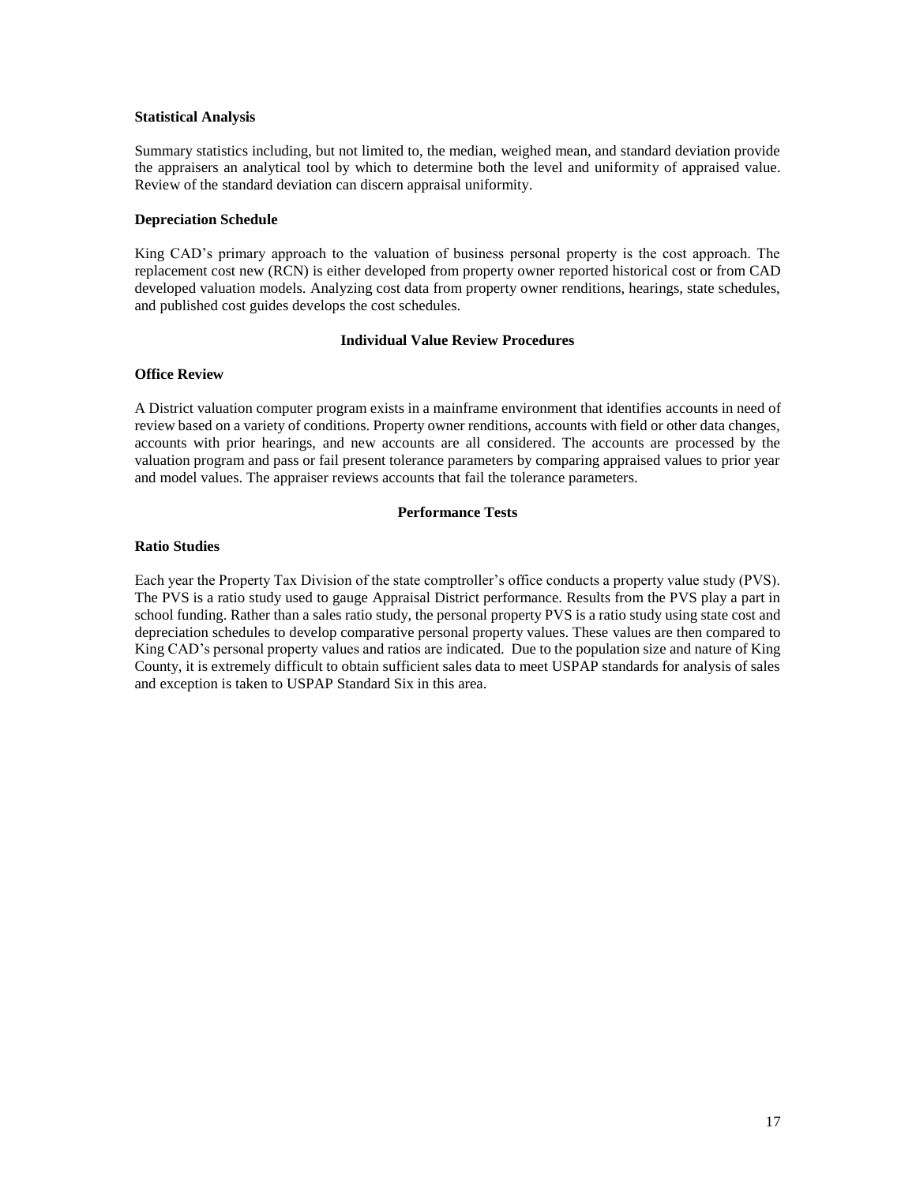**Statistical Analysis**

Summary statistics including, but not limited to, the median, weighed mean, and standard deviation provide the appraisers an analytical tool by which to determine both the level and uniformity of appraised value. Review of the standard deviation can discern appraisal uniformity.

**Depreciation Schedule**

King CAD's primary approach to the valuation of business personal property is the cost approach. The replacement cost new (RCN) is either developed from property owner reported historical cost or from CAD developed valuation models. Analyzing cost data from property owner renditions, hearings, state schedules, and published cost guides develops the cost schedules.

## Individual Value Review Procedures

**Office Review**

A District valuation computer program exists in a mainframe environment that identifies accounts in need of review based on a variety of conditions. Property owner renditions, accounts with field or other data changes, accounts with prior hearings, and new accounts are all considered. The accounts are processed by the valuation program and pass or fail present tolerance parameters by comparing appraised values to prior year and model values. The appraiser reviews accounts that fail the tolerance parameters.

## Performance Tests

**Ratio Studies**

Each year the Property Tax Division of the state comptroller's office conducts a property value study (PVS). The PVS is a ratio study used to gauge Appraisal District performance. Results from the PVS play a part in school funding. Rather than a sales ratio study, the personal property PVS is a ratio study using state cost and depreciation schedules to develop comparative personal property values. These values are then compared to King CAD's personal property values and ratios are indicated. Due to the population size and nature of King County, it is extremely difficult to obtain sufficient sales data to meet USPAP standards for analysis of sales and exception is taken to USPAP Standard Six in this area.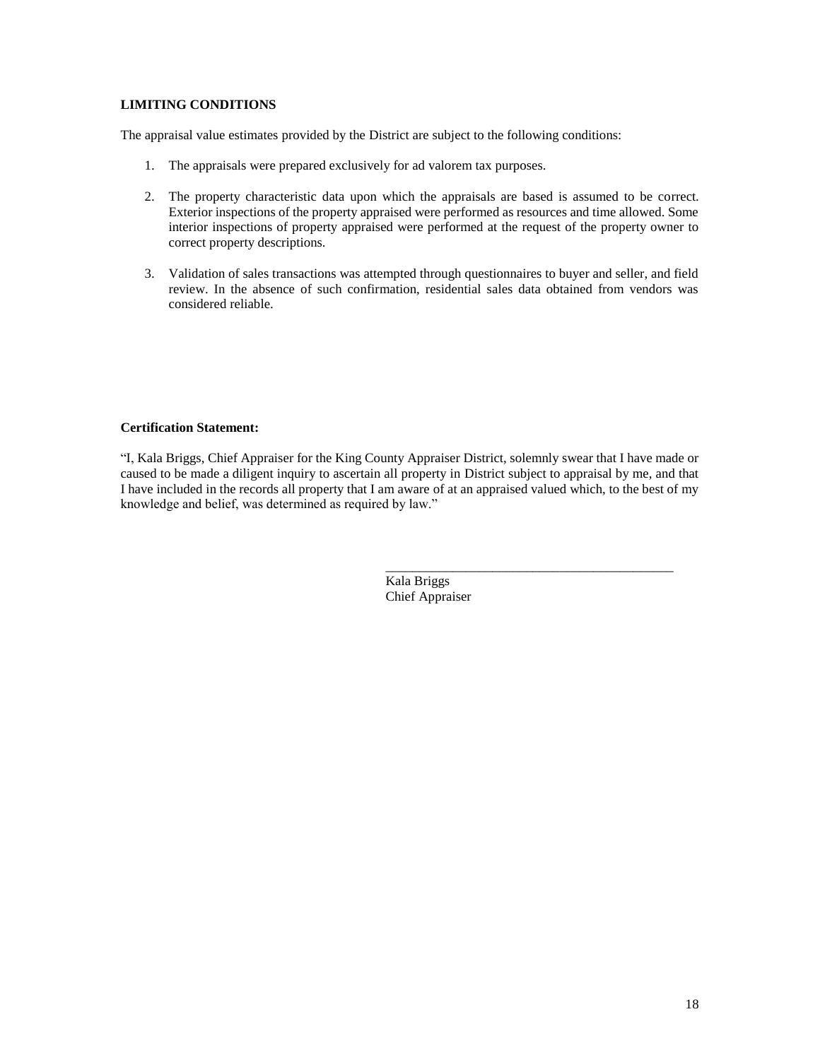**LIMITING CONDITIONS**

The appraisal value estimates provided by the District are subject to the following conditions:

1. The appraisals were prepared exclusively for ad valorem tax purposes.

2. The property characteristic data upon which the appraisals are based is assumed to be correct. Exterior inspections of the property appraised were performed as resources and time allowed. Some interior inspections of property appraised were performed at the request of the property owner to correct property descriptions.

3. Validation of sales transactions was attempted through questionnaires to buyer and seller, and field review. In the absence of such confirmation, residential sales data obtained from vendors was considered reliable.

**Certification Statement:**

"I, Kala Briggs, Chief Appraiser for the King County Appraiser District, solemnly swear that I have made or caused to be made a diligent inquiry to ascertain all property in District subject to appraisal by me, and that I have included in the records all property that I am aware of at an appraised valued which, to the best of my knowledge and belief, was determined as required by law."

_____________________________________________

Kala Briggs
Chief Appraiser